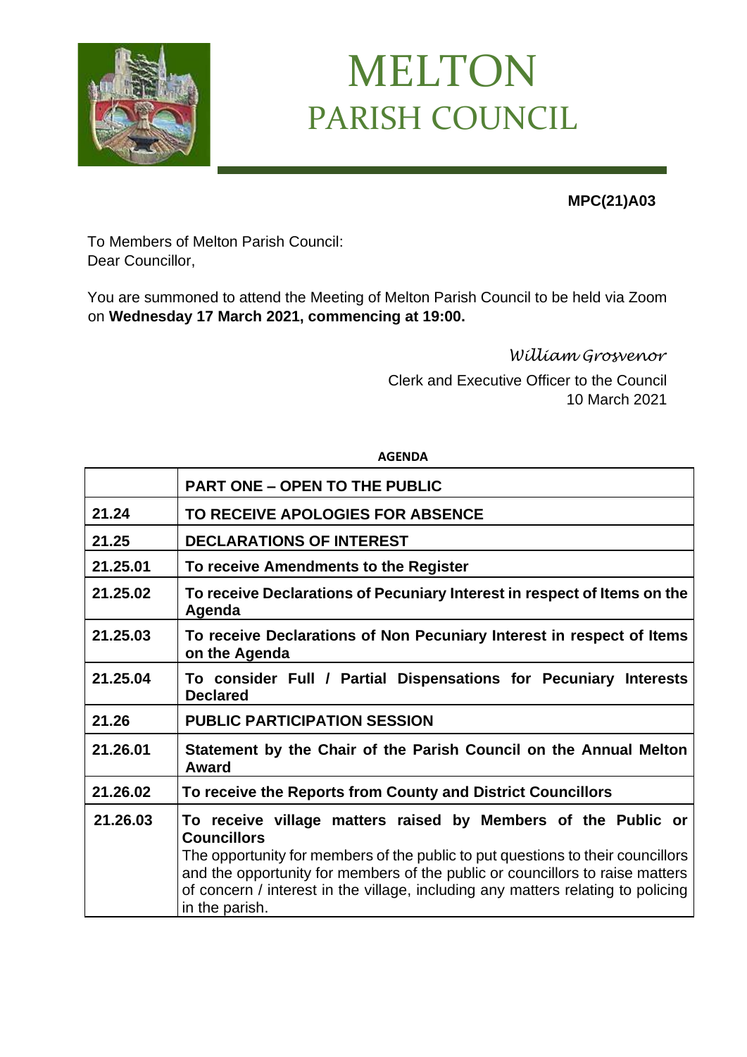# MELTON
## PARISH COUNCIL

**MPC(21)A03**

To Members of Melton Parish Council:
Dear Councillor,

You are summoned to attend the Meeting of Melton Parish Council to be held via Zoom on **Wednesday 17 March 2021, commencing at 19:00.**

*William Grosvenor*

Clerk and Executive Officer to the Council
10 March 2021

**AGENDA**

| | **PART ONE – OPEN TO THE PUBLIC** |
|---|---|
| **21.24** | **TO RECEIVE APOLOGIES FOR ABSENCE** |
| **21.25** | **DECLARATIONS OF INTEREST** |
| **21.25.01** | **To receive Amendments to the Register** |
| **21.25.02** | **To receive Declarations of Pecuniary Interest in respect of Items on the Agenda** |
| **21.25.03** | **To receive Declarations of Non Pecuniary Interest in respect of Items on the Agenda** |
| **21.25.04** | **To consider Full / Partial Dispensations for Pecuniary Interests Declared** |
| **21.26** | **PUBLIC PARTICIPATION SESSION** |
| **21.26.01** | **Statement by the Chair of the Parish Council on the Annual Melton Award** |
| **21.26.02** | **To receive the Reports from County and District Councillors** |
| **21.26.03** | **To receive village matters raised by Members of the Public or Councillors** The opportunity for members of the public to put questions to their councillors and the opportunity for members of the public or councillors to raise matters of concern / interest in the village, including any matters relating to policing in the parish. |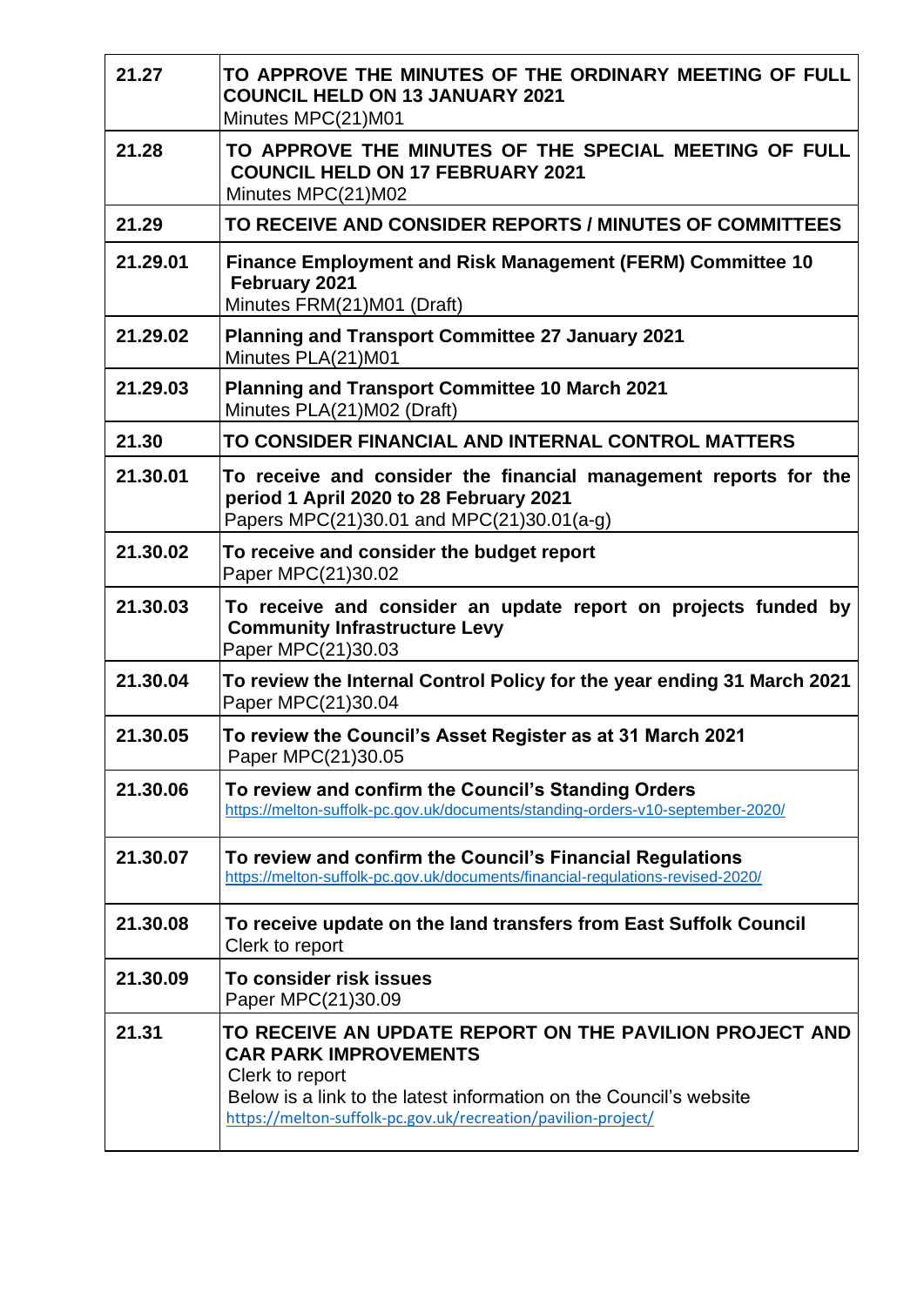| | |
|---|---|
| **21.27** | **TO APPROVE THE MINUTES OF THE ORDINARY MEETING OF FULL COUNCIL HELD ON 13 JANUARY 2021**<br>Minutes MPC(21)M01 |
| **21.28** | **TO APPROVE THE MINUTES OF THE SPECIAL MEETING OF FULL COUNCIL HELD ON 17 FEBRUARY 2021**<br>Minutes MPC(21)M02 |
| **21.29** | **TO RECEIVE AND CONSIDER REPORTS / MINUTES OF COMMITTEES** |
| **21.29.01** | **Finance Employment and Risk Management (FERM) Committee 10 February 2021**<br>Minutes FRM(21)M01 (Draft) |
| **21.29.02** | **Planning and Transport Committee 27 January 2021**<br>Minutes PLA(21)M01 |
| **21.29.03** | **Planning and Transport Committee 10 March 2021**<br>Minutes PLA(21)M02 (Draft) |
| **21.30** | **TO CONSIDER FINANCIAL AND INTERNAL CONTROL MATTERS** |
| **21.30.01** | **To receive and consider the financial management reports for the period 1 April 2020 to 28 February 2021**<br>Papers MPC(21)30.01 and MPC(21)30.01(a-g) |
| **21.30.02** | **To receive and consider the budget report**<br>Paper MPC(21)30.02 |
| **21.30.03** | **To receive and consider an update report on projects funded by Community Infrastructure Levy**<br>Paper MPC(21)30.03 |
| **21.30.04** | **To review the Internal Control Policy for the year ending 31 March 2021**<br>Paper MPC(21)30.04 |
| **21.30.05** | **To review the Council's Asset Register as at 31 March 2021**<br>Paper MPC(21)30.05 |
| **21.30.06** | **To review and confirm the Council's Standing Orders**<br>https://melton-suffolk-pc.gov.uk/documents/standing-orders-v10-september-2020/ |
| **21.30.07** | **To review and confirm the Council's Financial Regulations**<br>https://melton-suffolk-pc.gov.uk/documents/financial-regulations-revised-2020/ |
| **21.30.08** | **To receive update on the land transfers from East Suffolk Council**<br>Clerk to report |
| **21.30.09** | **To consider risk issues**<br>Paper MPC(21)30.09 |
| **21.31** | **TO RECEIVE AN UPDATE REPORT ON THE PAVILION PROJECT AND CAR PARK IMPROVEMENTS**<br>Clerk to report<br>Below is a link to the latest information on the Council's website<br>https://melton-suffolk-pc.gov.uk/recreation/pavilion-project/ |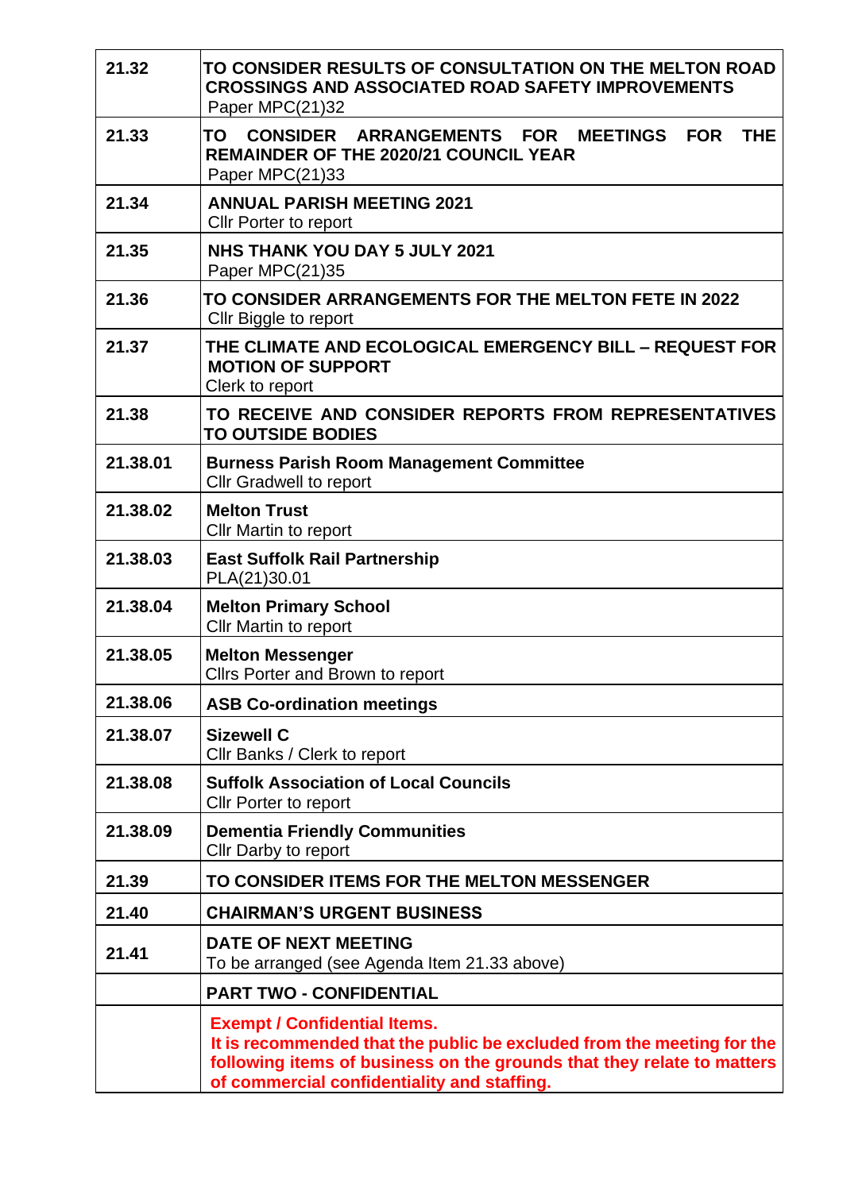| | |
|---|---|
| 21.32 | **TO CONSIDER RESULTS OF CONSULTATION ON THE MELTON ROAD CROSSINGS AND ASSOCIATED ROAD SAFETY IMPROVEMENTS**<br>Paper MPC(21)32 |
| 21.33 | **TO CONSIDER ARRANGEMENTS FOR MEETINGS FOR THE REMAINDER OF THE 2020/21 COUNCIL YEAR**<br>Paper MPC(21)33 |
| 21.34 | **ANNUAL PARISH MEETING 2021**<br>Cllr Porter to report |
| 21.35 | **NHS THANK YOU DAY 5 JULY 2021**<br>Paper MPC(21)35 |
| 21.36 | **TO CONSIDER ARRANGEMENTS FOR THE MELTON FETE IN 2022**<br>Cllr Biggle to report |
| 21.37 | **THE CLIMATE AND ECOLOGICAL EMERGENCY BILL – REQUEST FOR MOTION OF SUPPORT**<br>Clerk to report |
| 21.38 | **TO RECEIVE AND CONSIDER REPORTS FROM REPRESENTATIVES TO OUTSIDE BODIES** |
| 21.38.01 | **Burness Parish Room Management Committee**<br>Cllr Gradwell to report |
| 21.38.02 | **Melton Trust**<br>Cllr Martin to report |
| 21.38.03 | **East Suffolk Rail Partnership**<br>PLA(21)30.01 |
| 21.38.04 | **Melton Primary School**<br>Cllr Martin to report |
| 21.38.05 | **Melton Messenger**<br>Cllrs Porter and Brown to report |
| 21.38.06 | **ASB Co-ordination meetings** |
| 21.38.07 | **Sizewell C**<br>Cllr Banks / Clerk to report |
| 21.38.08 | **Suffolk Association of Local Councils**<br>Cllr Porter to report |
| 21.38.09 | **Dementia Friendly Communities**<br>Cllr Darby to report |
| 21.39 | **TO CONSIDER ITEMS FOR THE MELTON MESSENGER** |
| 21.40 | **CHAIRMAN'S URGENT BUSINESS** |
| 21.41 | **DATE OF NEXT MEETING**<br>To be arranged (see Agenda Item 21.33 above) |
| | **PART TWO - CONFIDENTIAL** |
| | **Exempt / Confidential Items.**<br>**It is recommended that the public be excluded from the meeting for the following items of business on the grounds that they relate to matters of commercial confidentiality and staffing.** |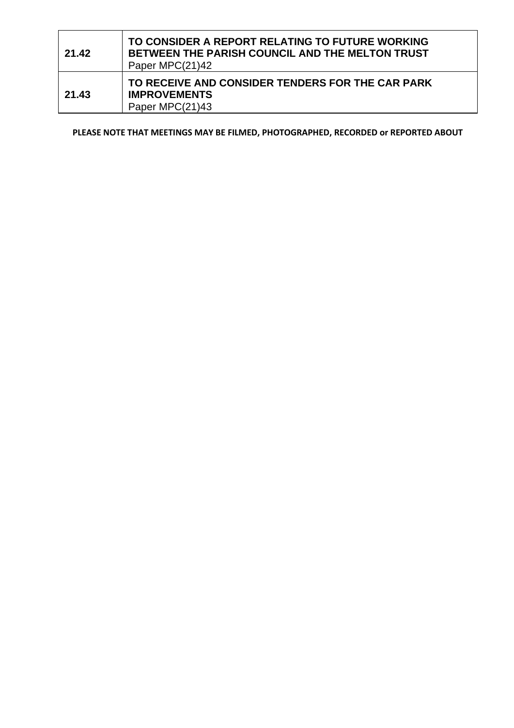| | |
|---|---|
| **21.42** | **TO CONSIDER A REPORT RELATING TO FUTURE WORKING BETWEEN THE PARISH COUNCIL AND THE MELTON TRUST** Paper MPC(21)42 |
| **21.43** | **TO RECEIVE AND CONSIDER TENDERS FOR THE CAR PARK IMPROVEMENTS** Paper MPC(21)43 |

**PLEASE NOTE THAT MEETINGS MAY BE FILMED, PHOTOGRAPHED, RECORDED or REPORTED ABOUT**